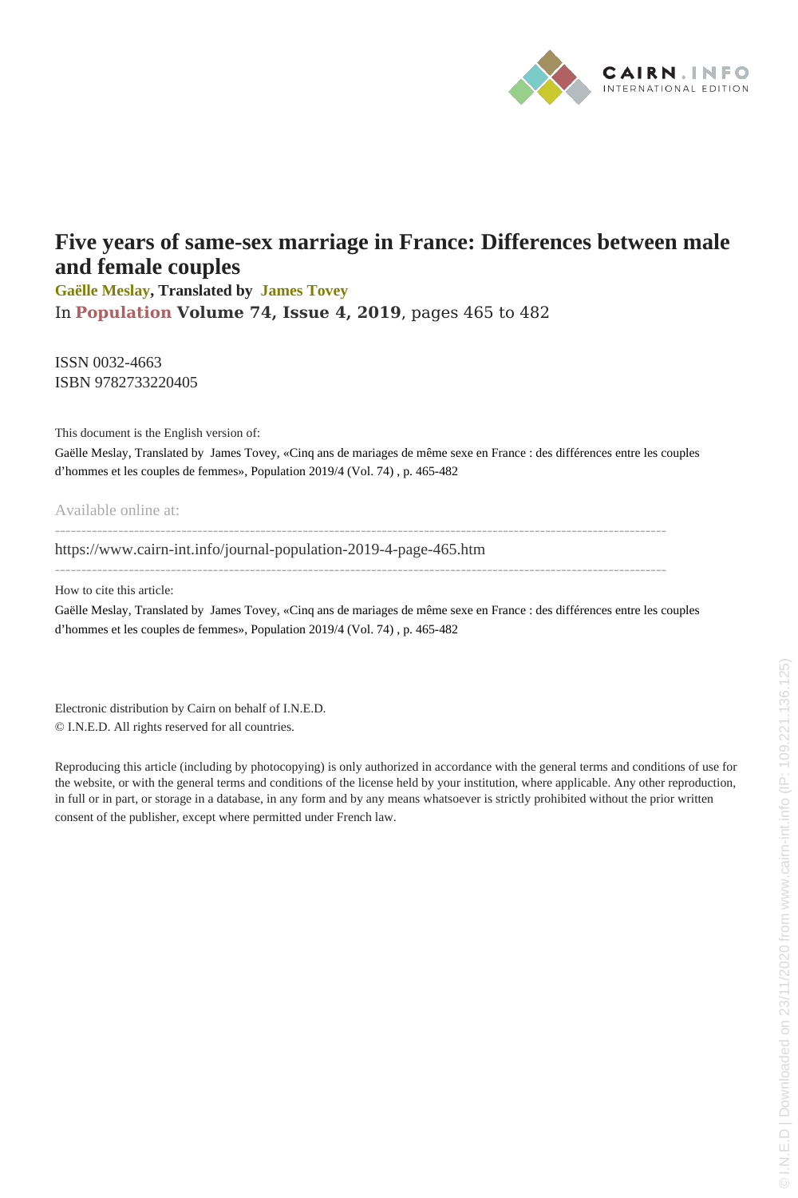# Five years of same-sex marriage in France: Differences between male and female couples

**Gaëlle Meslay, Translated by James Tovey**

In **Population Volume 74, Issue 4, 2019**, pages 465 to 482

ISSN 0032-4663
ISBN 9782733220405

This document is the English version of:

Gaëlle Meslay, Translated by James Tovey, «Cinq ans de mariages de même sexe en France : des différences entre les couples d'hommes et les couples de femmes», Population 2019/4 (Vol. 74) , p. 465-482

Available online at:

---

https://www.cairn-int.info/journal-population-2019-4-page-465.htm

---

How to cite this article:

Gaëlle Meslay, Translated by James Tovey, «Cinq ans de mariages de même sexe en France : des différences entre les couples d'hommes et les couples de femmes», Population 2019/4 (Vol. 74) , p. 465-482

Electronic distribution by Cairn on behalf of I.N.E.D.

© I.N.E.D. All rights reserved for all countries.

Reproducing this article (including by photocopying) is only authorized in accordance with the general terms and conditions of use for the website, or with the general terms and conditions of the license held by your institution, where applicable. Any other reproduction, in full or in part, or storage in a database, in any form and by any means whatsoever is strictly prohibited without the prior written consent of the publisher, except where permitted under French law.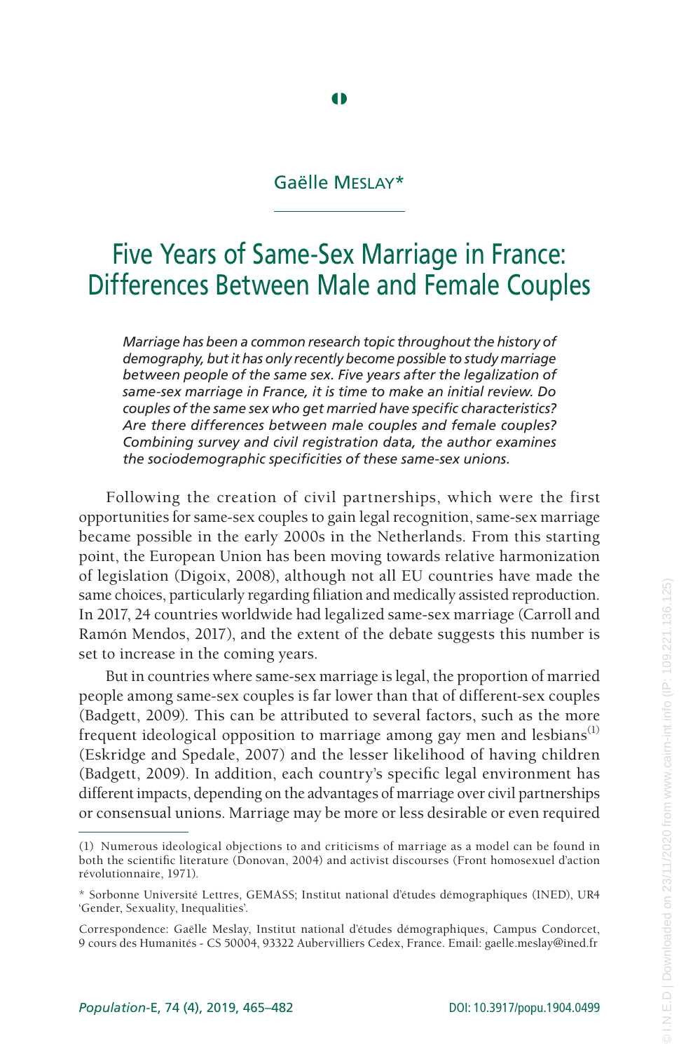Gaëlle Meslay*

# Five Years of Same-Sex Marriage in France: Differences Between Male and Female Couples

*Marriage has been a common research topic throughout the history of demography, but it has only recently become possible to study marriage between people of the same sex. Five years after the legalization of same-sex marriage in France, it is time to make an initial review. Do couples of the same sex who get married have specific characteristics? Are there differences between male couples and female couples? Combining survey and civil registration data, the author examines the sociodemographic specificities of these same-sex unions.*

Following the creation of civil partnerships, which were the first opportunities for same-sex couples to gain legal recognition, same-sex marriage became possible in the early 2000s in the Netherlands. From this starting point, the European Union has been moving towards relative harmonization of legislation (Digoix, 2008), although not all EU countries have made the same choices, particularly regarding filiation and medically assisted reproduction. In 2017, 24 countries worldwide had legalized same-sex marriage (Carroll and Ramón Mendos, 2017), and the extent of the debate suggests this number is set to increase in the coming years.

But in countries where same-sex marriage is legal, the proportion of married people among same-sex couples is far lower than that of different-sex couples (Badgett, 2009). This can be attributed to several factors, such as the more frequent ideological opposition to marriage among gay men and lesbians[1] (Eskridge and Spedale, 2007) and the lesser likelihood of having children (Badgett, 2009). In addition, each country's specific legal environment has different impacts, depending on the advantages of marriage over civil partnerships or consensual unions. Marriage may be more or less desirable or even required

(1) Numerous ideological objections to and criticisms of marriage as a model can be found in both the scientific literature (Donovan, 2004) and activist discourses (Front homosexuel d'action révolutionnaire, 1971).

\* Sorbonne Université Lettres, GEMASS; Institut national d'études démographiques (INED), UR4 'Gender, Sexuality, Inequalities'.

Correspondence: Gaëlle Meslay, Institut national d'études démographiques, Campus Condorcet, 9 cours des Humanités - CS 50004, 93322 Aubervilliers Cedex, France. Email: gaelle.meslay@ined.fr

DOI: 10.3917/popu.1904.0499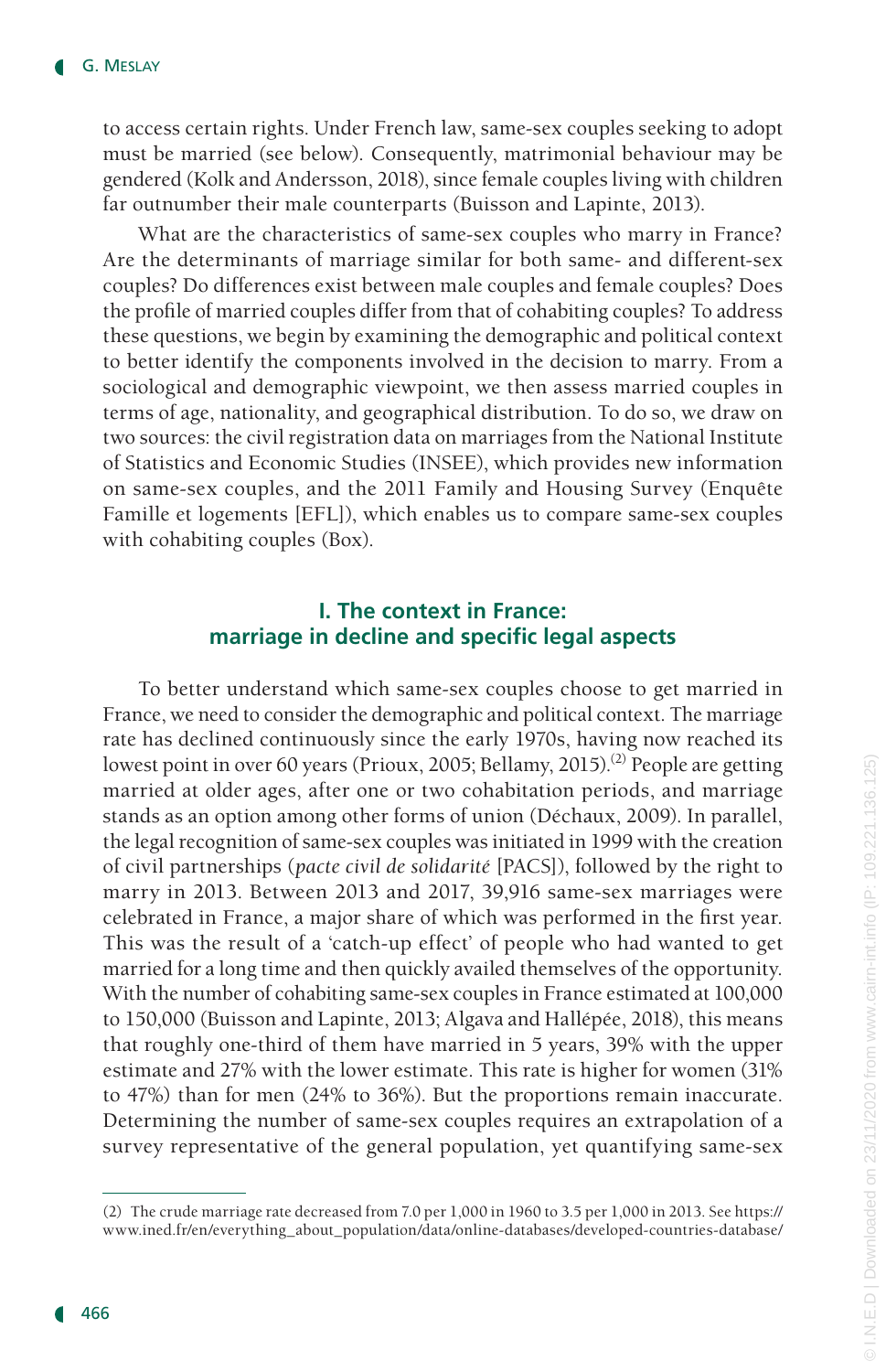to access certain rights. Under French law, same-sex couples seeking to adopt must be married (see below). Consequently, matrimonial behaviour may be gendered (Kolk and Andersson, 2018), since female couples living with children far outnumber their male counterparts (Buisson and Lapinte, 2013).

What are the characteristics of same-sex couples who marry in France? Are the determinants of marriage similar for both same- and different-sex couples? Do differences exist between male couples and female couples? Does the profile of married couples differ from that of cohabiting couples? To address these questions, we begin by examining the demographic and political context to better identify the components involved in the decision to marry. From a sociological and demographic viewpoint, we then assess married couples in terms of age, nationality, and geographical distribution. To do so, we draw on two sources: the civil registration data on marriages from the National Institute of Statistics and Economic Studies (INSEE), which provides new information on same-sex couples, and the 2011 Family and Housing Survey (Enquête Famille et logements [EFL]), which enables us to compare same-sex couples with cohabiting couples (Box).

## I. The context in France: marriage in decline and specific legal aspects

To better understand which same-sex couples choose to get married in France, we need to consider the demographic and political context. The marriage rate has declined continuously since the early 1970s, having now reached its lowest point in over 60 years (Prioux, 2005; Bellamy, 2015).[2] People are getting married at older ages, after one or two cohabitation periods, and marriage stands as an option among other forms of union (Déchaux, 2009). In parallel, the legal recognition of same-sex couples was initiated in 1999 with the creation of civil partnerships (*pacte civil de solidarité* [PACS]), followed by the right to marry in 2013. Between 2013 and 2017, 39,916 same-sex marriages were celebrated in France, a major share of which was performed in the first year. This was the result of a 'catch-up effect' of people who had wanted to get married for a long time and then quickly availed themselves of the opportunity. With the number of cohabiting same-sex couples in France estimated at 100,000 to 150,000 (Buisson and Lapinte, 2013; Algava and Hallépée, 2018), this means that roughly one-third of them have married in 5 years, 39% with the upper estimate and 27% with the lower estimate. This rate is higher for women (31% to 47%) than for men (24% to 36%). But the proportions remain inaccurate. Determining the number of same-sex couples requires an extrapolation of a survey representative of the general population, yet quantifying same-sex

(2) The crude marriage rate decreased from 7.0 per 1,000 in 1960 to 3.5 per 1,000 in 2013. See https://www.ined.fr/en/everything_about_population/data/online-databases/developed-countries-database/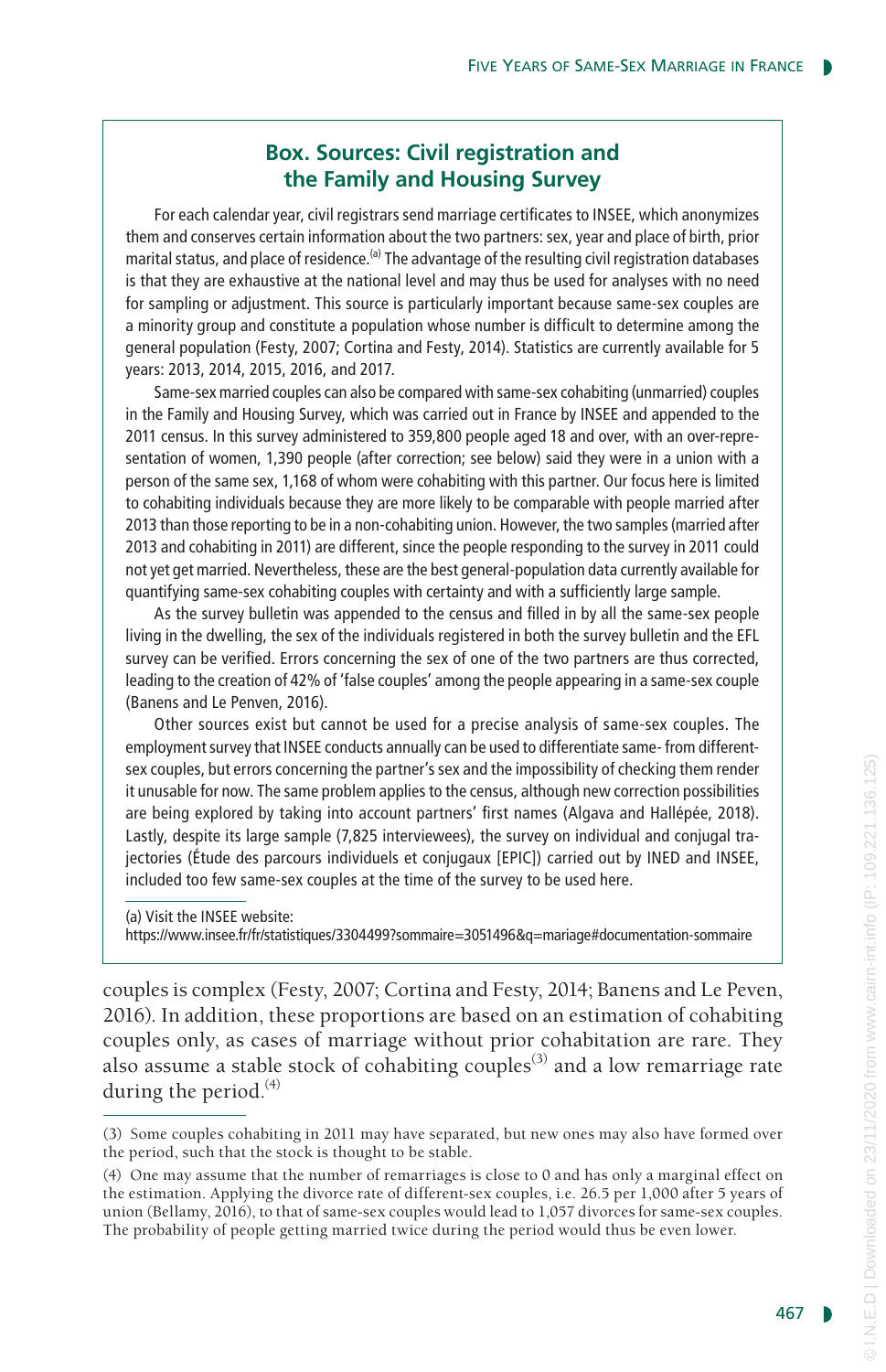## Box. Sources: Civil registration and the Family and Housing Survey

For each calendar year, civil registrars send marriage certificates to INSEE, which anonymizes them and conserves certain information about the two partners: sex, year and place of birth, prior marital status, and place of residence.[a] The advantage of the resulting civil registration databases is that they are exhaustive at the national level and may thus be used for analyses with no need for sampling or adjustment. This source is particularly important because same-sex couples are a minority group and constitute a population whose number is difficult to determine among the general population (Festy, 2007; Cortina and Festy, 2014). Statistics are currently available for 5 years: 2013, 2014, 2015, 2016, and 2017.

Same-sex married couples can also be compared with same-sex cohabiting (unmarried) couples in the Family and Housing Survey, which was carried out in France by INSEE and appended to the 2011 census. In this survey administered to 359,800 people aged 18 and over, with an over-representation of women, 1,390 people (after correction; see below) said they were in a union with a person of the same sex, 1,168 of whom were cohabiting with this partner. Our focus here is limited to cohabiting individuals because they are more likely to be comparable with people married after 2013 than those reporting to be in a non-cohabiting union. However, the two samples (married after 2013 and cohabiting in 2011) are different, since the people responding to the survey in 2011 could not yet get married. Nevertheless, these are the best general-population data currently available for quantifying same-sex cohabiting couples with certainty and with a sufficiently large sample.

As the survey bulletin was appended to the census and filled in by all the same-sex people living in the dwelling, the sex of the individuals registered in both the survey bulletin and the EFL survey can be verified. Errors concerning the sex of one of the two partners are thus corrected, leading to the creation of 42% of 'false couples' among the people appearing in a same-sex couple (Banens and Le Penven, 2016).

Other sources exist but cannot be used for a precise analysis of same-sex couples. The employment survey that INSEE conducts annually can be used to differentiate same- from different-sex couples, but errors concerning the partner's sex and the impossibility of checking them render it unusable for now. The same problem applies to the census, although new correction possibilities are being explored by taking into account partners' first names (Algava and Hallépée, 2018). Lastly, despite its large sample (7,825 interviewees), the survey on individual and conjugal trajectories (Étude des parcours individuels et conjugaux [EPIC]) carried out by INED and INSEE, included too few same-sex couples at the time of the survey to be used here.

(a) Visit the INSEE website: https://www.insee.fr/fr/statistiques/3304499?sommaire=3051496&q=mariage#documentation-sommaire

couples is complex (Festy, 2007; Cortina and Festy, 2014; Banens and Le Peven, 2016). In addition, these proportions are based on an estimation of cohabiting couples only, as cases of marriage without prior cohabitation are rare. They also assume a stable stock of cohabiting couples[3] and a low remarriage rate during the period.[4]

(3) Some couples cohabiting in 2011 may have separated, but new ones may also have formed over the period, such that the stock is thought to be stable.

(4) One may assume that the number of remarriages is close to 0 and has only a marginal effect on the estimation. Applying the divorce rate of different-sex couples, i.e. 26.5 per 1,000 after 5 years of union (Bellamy, 2016), to that of same-sex couples would lead to 1,057 divorces for same-sex couples. The probability of people getting married twice during the period would thus be even lower.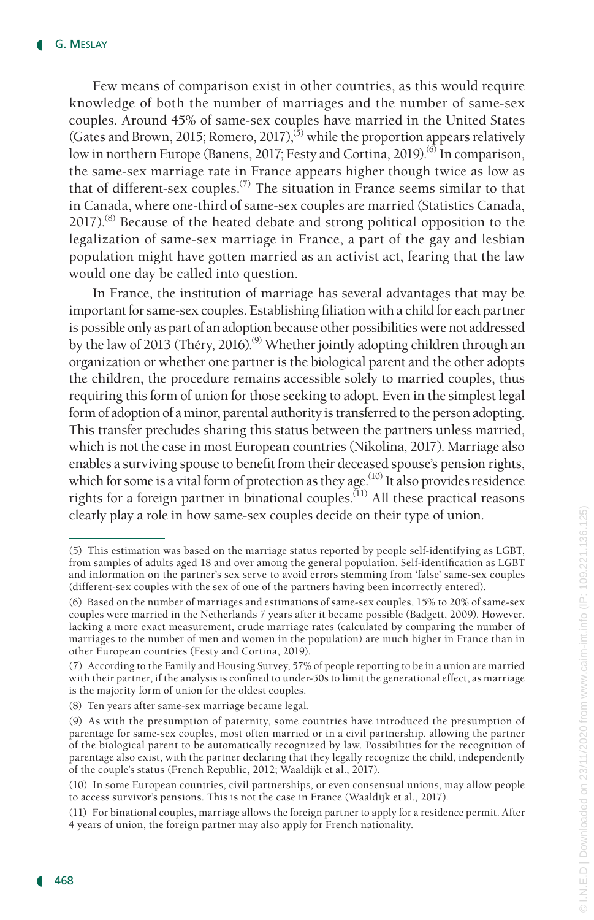Few means of comparison exist in other countries, as this would require knowledge of both the number of marriages and the number of same-sex couples. Around 45% of same-sex couples have married in the United States (Gates and Brown, 2015; Romero, 2017),[5] while the proportion appears relatively low in northern Europe (Banens, 2017; Festy and Cortina, 2019).[6] In comparison, the same-sex marriage rate in France appears higher though twice as low as that of different-sex couples.[7] The situation in France seems similar to that in Canada, where one-third of same-sex couples are married (Statistics Canada, 2017).[8] Because of the heated debate and strong political opposition to the legalization of same-sex marriage in France, a part of the gay and lesbian population might have gotten married as an activist act, fearing that the law would one day be called into question.

In France, the institution of marriage has several advantages that may be important for same-sex couples. Establishing filiation with a child for each partner is possible only as part of an adoption because other possibilities were not addressed by the law of 2013 (Théry, 2016).[9] Whether jointly adopting children through an organization or whether one partner is the biological parent and the other adopts the children, the procedure remains accessible solely to married couples, thus requiring this form of union for those seeking to adopt. Even in the simplest legal form of adoption of a minor, parental authority is transferred to the person adopting. This transfer precludes sharing this status between the partners unless married, which is not the case in most European countries (Nikolina, 2017). Marriage also enables a surviving spouse to benefit from their deceased spouse's pension rights, which for some is a vital form of protection as they age.[10] It also provides residence rights for a foreign partner in binational couples.[11] All these practical reasons clearly play a role in how same-sex couples decide on their type of union.

---

(5) This estimation was based on the marriage status reported by people self-identifying as LGBT, from samples of adults aged 18 and over among the general population. Self-identification as LGBT and information on the partner's sex serve to avoid errors stemming from 'false' same-sex couples (different-sex couples with the sex of one of the partners having been incorrectly entered).

(6) Based on the number of marriages and estimations of same-sex couples, 15% to 20% of same-sex couples were married in the Netherlands 7 years after it became possible (Badgett, 2009). However, lacking a more exact measurement, crude marriage rates (calculated by comparing the number of marriages to the number of men and women in the population) are much higher in France than in other European countries (Festy and Cortina, 2019).

(7) According to the Family and Housing Survey, 57% of people reporting to be in a union are married with their partner, if the analysis is confined to under-50s to limit the generational effect, as marriage is the majority form of union for the oldest couples.

(8) Ten years after same-sex marriage became legal.

(9) As with the presumption of paternity, some countries have introduced the presumption of parentage for same-sex couples, most often married or in a civil partnership, allowing the partner of the biological parent to be automatically recognized by law. Possibilities for the recognition of parentage also exist, with the partner declaring that they legally recognize the child, independently of the couple's status (French Republic, 2012; Waaldijk et al., 2017).

(10) In some European countries, civil partnerships, or even consensual unions, may allow people to access survivor's pensions. This is not the case in France (Waaldijk et al., 2017).

(11) For binational couples, marriage allows the foreign partner to apply for a residence permit. After 4 years of union, the foreign partner may also apply for French nationality.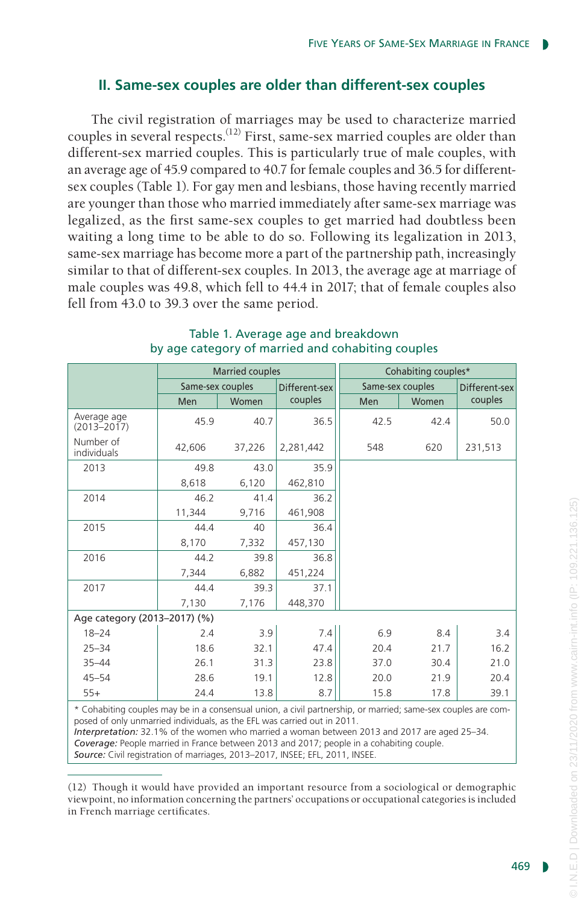## II. Same-sex couples are older than different-sex couples

The civil registration of marriages may be used to characterize married couples in several respects.[12] First, same-sex married couples are older than different-sex married couples. This is particularly true of male couples, with an average age of 45.9 compared to 40.7 for female couples and 36.5 for different-sex couples (Table 1). For gay men and lesbians, those having recently married are younger than those who married immediately after same-sex marriage was legalized, as the first same-sex couples to get married had doubtless been waiting a long time to be able to do so. Following its legalization in 2013, same-sex marriage has become more a part of the partnership path, increasingly similar to that of different-sex couples. In 2013, the average age at marriage of male couples was 49.8, which fell to 44.4 in 2017; that of female couples also fell from 43.0 to 39.3 over the same period.

Table 1. Average age and breakdown by age category of married and cohabiting couples

| | Married couples | | | Cohabiting couples* | | |
|---|---|---|---|---|---|---|
| | Same-sex couples | | Different-sex couples | Same-sex couples | | Different-sex couples |
| | Men | Women | | Men | Women | |
| Average age (2013–2017) | 45.9 | 40.7 | 36.5 | 42.5 | 42.4 | 50.0 |
| Number of individuals | 42,606 | 37,226 | 2,281,442 | 548 | 620 | 231,513 |
| 2013 | 49.8 | 43.0 | 35.9 | | | |
| | 8,618 | 6,120 | 462,810 | | | |
| 2014 | 46.2 | 41.4 | 36.2 | | | |
| | 11,344 | 9,716 | 461,908 | | | |
| 2015 | 44.4 | 40 | 36.4 | | | |
| | 8,170 | 7,332 | 457,130 | | | |
| 2016 | 44.2 | 39.8 | 36.8 | | | |
| | 7,344 | 6,882 | 451,224 | | | |
| 2017 | 44.4 | 39.3 | 37.1 | | | |
| | 7,130 | 7,176 | 448,370 | | | |
| Age category (2013–2017) (%) | | | | | | |
| 18–24 | 2.4 | 3.9 | 7.4 | 6.9 | 8.4 | 3.4 |
| 25–34 | 18.6 | 32.1 | 47.4 | 20.4 | 21.7 | 16.2 |
| 35–44 | 26.1 | 31.3 | 23.8 | 37.0 | 30.4 | 21.0 |
| 45–54 | 28.6 | 19.1 | 12.8 | 20.0 | 21.9 | 20.4 |
| 55+ | 24.4 | 13.8 | 8.7 | 15.8 | 17.8 | 39.1 |

\* Cohabiting couples may be in a consensual union, a civil partnership, or married; same-sex couples are composed of only unmarried individuals, as the EFL was carried out in 2011.
*Interpretation:* 32.1% of the women who married a woman between 2013 and 2017 are aged 25–34.
*Coverage:* People married in France between 2013 and 2017; people in a cohabiting couple.
*Source:* Civil registration of marriages, 2013–2017, INSEE; EFL, 2011, INSEE.

(12) Though it would have provided an important resource from a sociological or demographic viewpoint, no information concerning the partners' occupations or occupational categories is included in French marriage certificates.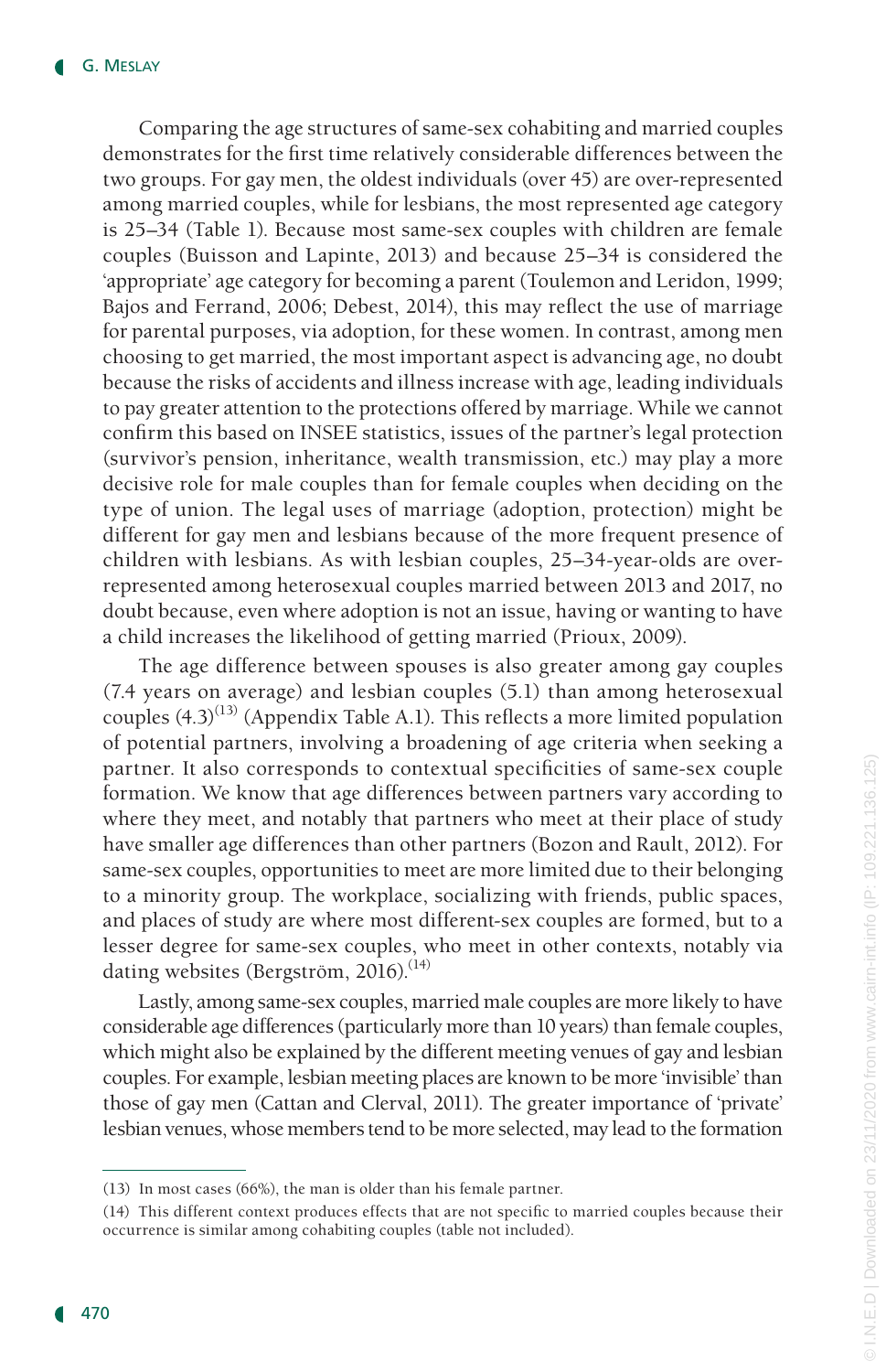Comparing the age structures of same-sex cohabiting and married couples demonstrates for the first time relatively considerable differences between the two groups. For gay men, the oldest individuals (over 45) are over-represented among married couples, while for lesbians, the most represented age category is 25–34 (Table 1). Because most same-sex couples with children are female couples (Buisson and Lapinte, 2013) and because 25–34 is considered the 'appropriate' age category for becoming a parent (Toulemon and Leridon, 1999; Bajos and Ferrand, 2006; Debest, 2014), this may reflect the use of marriage for parental purposes, via adoption, for these women. In contrast, among men choosing to get married, the most important aspect is advancing age, no doubt because the risks of accidents and illness increase with age, leading individuals to pay greater attention to the protections offered by marriage. While we cannot confirm this based on INSEE statistics, issues of the partner's legal protection (survivor's pension, inheritance, wealth transmission, etc.) may play a more decisive role for male couples than for female couples when deciding on the type of union. The legal uses of marriage (adoption, protection) might be different for gay men and lesbians because of the more frequent presence of children with lesbians. As with lesbian couples, 25–34-year-olds are over-represented among heterosexual couples married between 2013 and 2017, no doubt because, even where adoption is not an issue, having or wanting to have a child increases the likelihood of getting married (Prioux, 2009).

The age difference between spouses is also greater among gay couples (7.4 years on average) and lesbian couples (5.1) than among heterosexual couples (4.3)[13] (Appendix Table A.1). This reflects a more limited population of potential partners, involving a broadening of age criteria when seeking a partner. It also corresponds to contextual specificities of same-sex couple formation. We know that age differences between partners vary according to where they meet, and notably that partners who meet at their place of study have smaller age differences than other partners (Bozon and Rault, 2012). For same-sex couples, opportunities to meet are more limited due to their belonging to a minority group. The workplace, socializing with friends, public spaces, and places of study are where most different-sex couples are formed, but to a lesser degree for same-sex couples, who meet in other contexts, notably via dating websites (Bergström, 2016).[14]

Lastly, among same-sex couples, married male couples are more likely to have considerable age differences (particularly more than 10 years) than female couples, which might also be explained by the different meeting venues of gay and lesbian couples. For example, lesbian meeting places are known to be more 'invisible' than those of gay men (Cattan and Clerval, 2011). The greater importance of 'private' lesbian venues, whose members tend to be more selected, may lead to the formation

(13) In most cases (66%), the man is older than his female partner.

(14) This different context produces effects that are not specific to married couples because their occurrence is similar among cohabiting couples (table not included).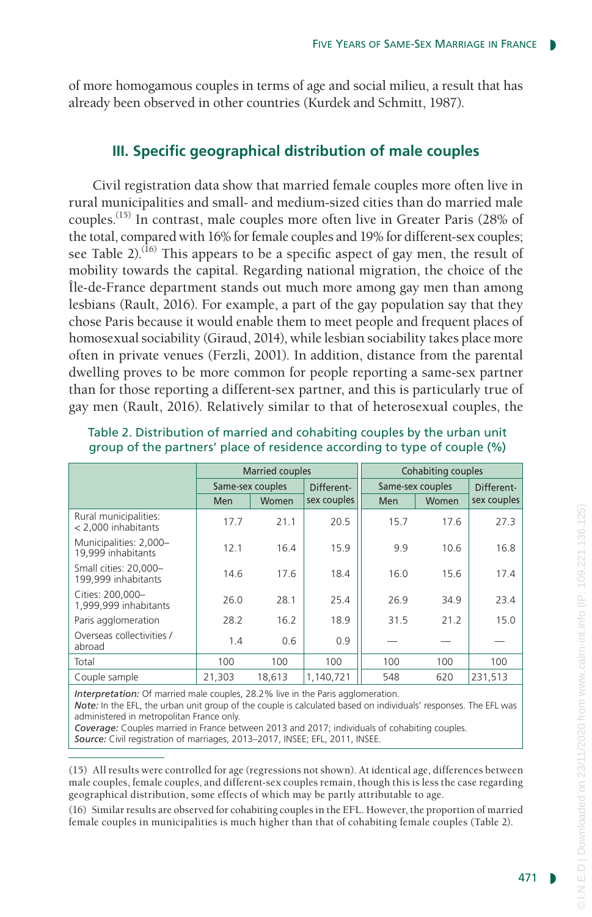of more homogamous couples in terms of age and social milieu, a result that has already been observed in other countries (Kurdek and Schmitt, 1987).

## III. Specific geographical distribution of male couples

Civil registration data show that married female couples more often live in rural municipalities and small- and medium-sized cities than do married male couples.[(15)] In contrast, male couples more often live in Greater Paris (28% of the total, compared with 16% for female couples and 19% for different-sex couples; see Table 2).[(16)] This appears to be a specific aspect of gay men, the result of mobility towards the capital. Regarding national migration, the choice of the Île-de-France department stands out much more among gay men than among lesbians (Rault, 2016). For example, a part of the gay population say that they chose Paris because it would enable them to meet people and frequent places of homosexual sociability (Giraud, 2014), while lesbian sociability takes place more often in private venues (Ferzli, 2001). In addition, distance from the parental dwelling proves to be more common for people reporting a same-sex partner than for those reporting a different-sex partner, and this is particularly true of gay men (Rault, 2016). Relatively similar to that of heterosexual couples, the

Table 2. Distribution of married and cohabiting couples by the urban unit group of the partners' place of residence according to type of couple (%)

| | Married couples | | | Cohabiting couples | | |
|---|---|---|---|---|---|---|
| | Same-sex couples | | Different-sex couples | Same-sex couples | | Different-sex couples |
| | Men | Women | | Men | Women | |
| Rural municipalities: < 2,000 inhabitants | 17.7 | 21.1 | 20.5 | 15.7 | 17.6 | 27.3 |
| Municipalities: 2,000–19,999 inhabitants | 12.1 | 16.4 | 15.9 | 9.9 | 10.6 | 16.8 |
| Small cities: 20,000–199,999 inhabitants | 14.6 | 17.6 | 18.4 | 16.0 | 15.6 | 17.4 |
| Cities: 200,000–1,999,999 inhabitants | 26.0 | 28.1 | 25.4 | 26.9 | 34.9 | 23.4 |
| Paris agglomeration | 28.2 | 16.2 | 18.9 | 31.5 | 21.2 | 15.0 |
| Overseas collectivities / abroad | 1.4 | 0.6 | 0.9 | — | — | — |
| Total | 100 | 100 | 100 | 100 | 100 | 100 |
| Couple sample | 21,303 | 18,613 | 1,140,721 | 548 | 620 | 231,513 |

*Interpretation:* Of married male couples, 28.2% live in the Paris agglomeration.
*Note:* In the EFL, the urban unit group of the couple is calculated based on individuals' responses. The EFL was administered in metropolitan France only.
*Coverage:* Couples married in France between 2013 and 2017; individuals of cohabiting couples.
*Source:* Civil registration of marriages, 2013–2017, INSEE; EFL, 2011, INSEE.

(15) All results were controlled for age (regressions not shown). At identical age, differences between male couples, female couples, and different-sex couples remain, though this is less the case regarding geographical distribution, some effects of which may be partly attributable to age.

(16) Similar results are observed for cohabiting couples in the EFL. However, the proportion of married female couples in municipalities is much higher than that of cohabiting female couples (Table 2).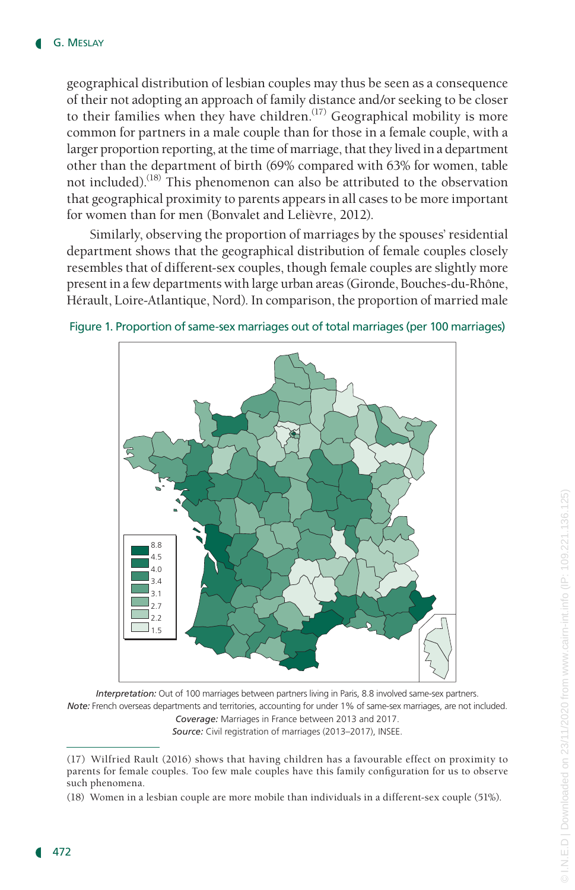geographical distribution of lesbian couples may thus be seen as a consequence of their not adopting an approach of family distance and/or seeking to be closer to their families when they have children.[17] Geographical mobility is more common for partners in a male couple than for those in a female couple, with a larger proportion reporting, at the time of marriage, that they lived in a department other than the department of birth (69% compared with 63% for women, table not included).[18] This phenomenon can also be attributed to the observation that geographical proximity to parents appears in all cases to be more important for women than for men (Bonvalet and Lelièvre, 2012).

Similarly, observing the proportion of marriages by the spouses' residential department shows that the geographical distribution of female couples closely resembles that of different-sex couples, though female couples are slightly more present in a few departments with large urban areas (Gironde, Bouches-du-Rhône, Hérault, Loire-Atlantique, Nord). In comparison, the proportion of married male

Figure 1. Proportion of same-sex marriages out of total marriages (per 100 marriages)

*Interpretation:* Out of 100 marriages between partners living in Paris, 8.8 involved same-sex partners.
*Note:* French overseas departments and territories, accounting for under 1% of same-sex marriages, are not included.
*Coverage:* Marriages in France between 2013 and 2017.
*Source:* Civil registration of marriages (2013–2017), INSEE.

(17) Wilfried Rault (2016) shows that having children has a favourable effect on proximity to parents for female couples. Too few male couples have this family configuration for us to observe such phenomena.

(18) Women in a lesbian couple are more mobile than individuals in a different-sex couple (51%).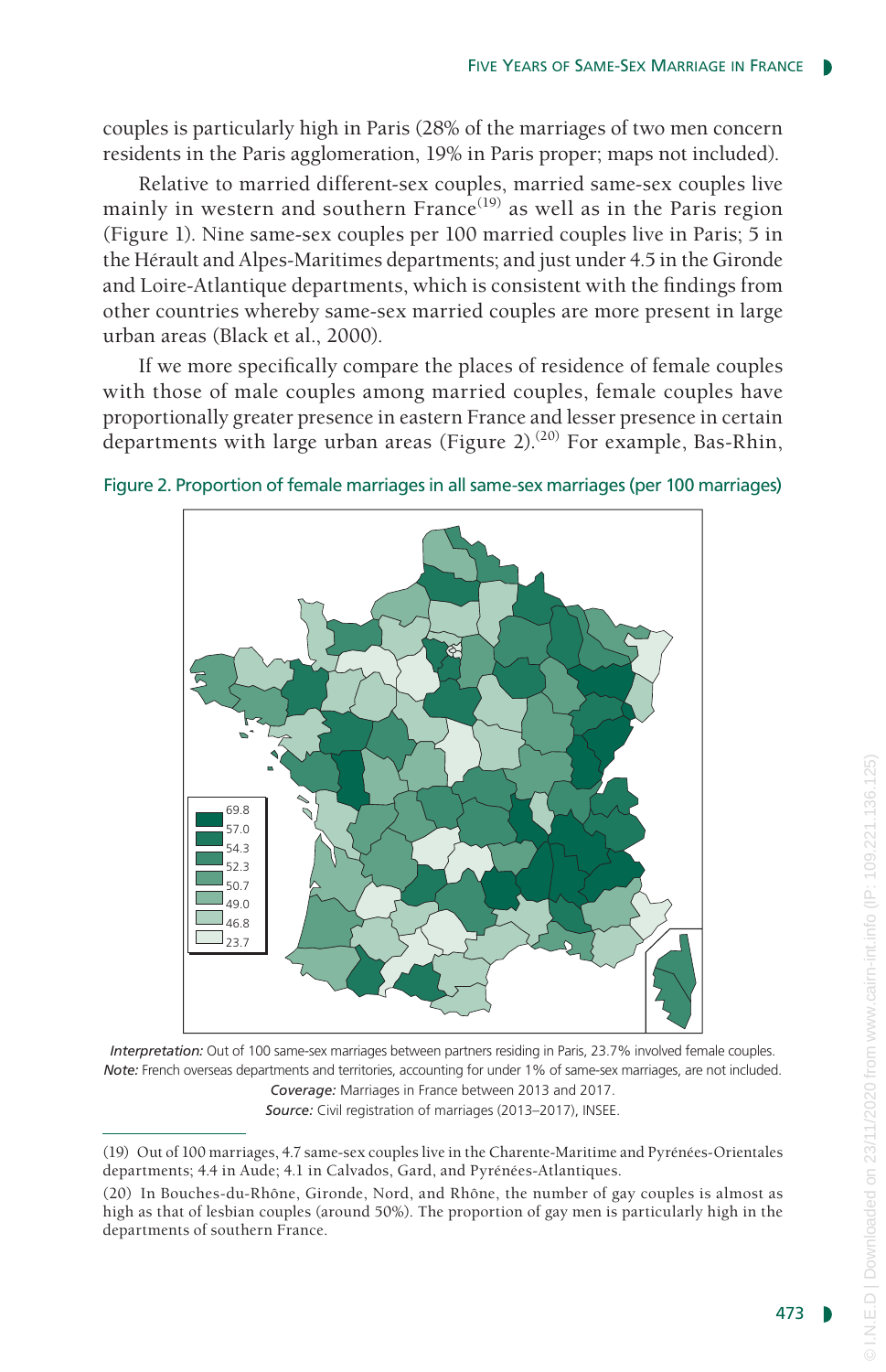couples is particularly high in Paris (28% of the marriages of two men concern residents in the Paris agglomeration, 19% in Paris proper; maps not included).

Relative to married different-sex couples, married same-sex couples live mainly in western and southern France[19] as well as in the Paris region (Figure 1). Nine same-sex couples per 100 married couples live in Paris; 5 in the Hérault and Alpes-Maritimes departments; and just under 4.5 in the Gironde and Loire-Atlantique departments, which is consistent with the findings from other countries whereby same-sex married couples are more present in large urban areas (Black et al., 2000).

If we more specifically compare the places of residence of female couples with those of male couples among married couples, female couples have proportionally greater presence in eastern France and lesser presence in certain departments with large urban areas (Figure 2).[20] For example, Bas-Rhin,

Figure 2. Proportion of female marriages in all same-sex marriages (per 100 marriages)

| Legend |
|---|
| 69.8 |
| 57.0 |
| 54.3 |
| 52.3 |
| 50.7 |
| 49.0 |
| 46.8 |
| 23.7 |

*Interpretation:* Out of 100 same-sex marriages between partners residing in Paris, 23.7% involved female couples.
*Note:* French overseas departments and territories, accounting for under 1% of same-sex marriages, are not included.
*Coverage:* Marriages in France between 2013 and 2017.
*Source:* Civil registration of marriages (2013–2017), INSEE.

(19) Out of 100 marriages, 4.7 same-sex couples live in the Charente-Maritime and Pyrénées-Orientales departments; 4.4 in Aude; 4.1 in Calvados, Gard, and Pyrénées-Atlantiques.

(20) In Bouches-du-Rhône, Gironde, Nord, and Rhône, the number of gay couples is almost as high as that of lesbian couples (around 50%). The proportion of gay men is particularly high in the departments of southern France.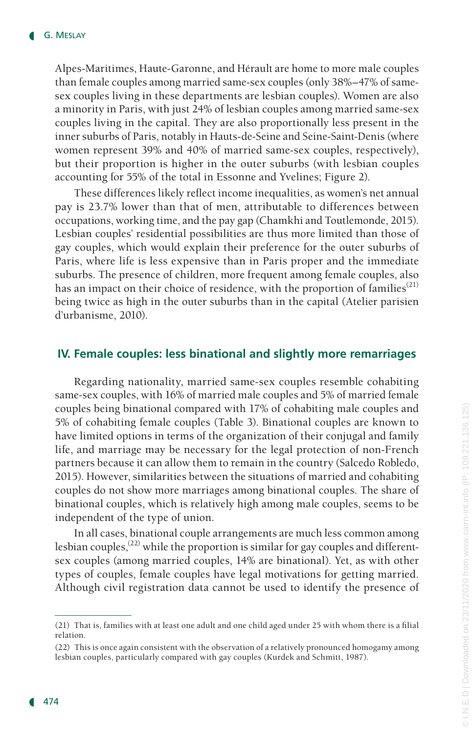Alpes-Maritimes, Haute-Garonne, and Hérault are home to more male couples than female couples among married same-sex couples (only 38%–47% of same-sex couples living in these departments are lesbian couples). Women are also a minority in Paris, with just 24% of lesbian couples among married same-sex couples living in the capital. They are also proportionally less present in the inner suburbs of Paris, notably in Hauts-de-Seine and Seine-Saint-Denis (where women represent 39% and 40% of married same-sex couples, respectively), but their proportion is higher in the outer suburbs (with lesbian couples accounting for 55% of the total in Essonne and Yvelines; Figure 2).

These differences likely reflect income inequalities, as women's net annual pay is 23.7% lower than that of men, attributable to differences between occupations, working time, and the pay gap (Chamkhi and Toutlemonde, 2015). Lesbian couples' residential possibilities are thus more limited than those of gay couples, which would explain their preference for the outer suburbs of Paris, where life is less expensive than in Paris proper and the immediate suburbs. The presence of children, more frequent among female couples, also has an impact on their choice of residence, with the proportion of families[21] being twice as high in the outer suburbs than in the capital (Atelier parisien d'urbanisme, 2010).

## IV. Female couples: less binational and slightly more remarriages

Regarding nationality, married same-sex couples resemble cohabiting same-sex couples, with 16% of married male couples and 5% of married female couples being binational compared with 17% of cohabiting male couples and 5% of cohabiting female couples (Table 3). Binational couples are known to have limited options in terms of the organization of their conjugal and family life, and marriage may be necessary for the legal protection of non-French partners because it can allow them to remain in the country (Salcedo Robledo, 2015). However, similarities between the situations of married and cohabiting couples do not show more marriages among binational couples. The share of binational couples, which is relatively high among male couples, seems to be independent of the type of union.

In all cases, binational couple arrangements are much less common among lesbian couples,[22] while the proportion is similar for gay couples and different-sex couples (among married couples, 14% are binational). Yet, as with other types of couples, female couples have legal motivations for getting married. Although civil registration data cannot be used to identify the presence of

(21) That is, families with at least one adult and one child aged under 25 with whom there is a filial relation.

(22) This is once again consistent with the observation of a relatively pronounced homogamy among lesbian couples, particularly compared with gay couples (Kurdek and Schmitt, 1987).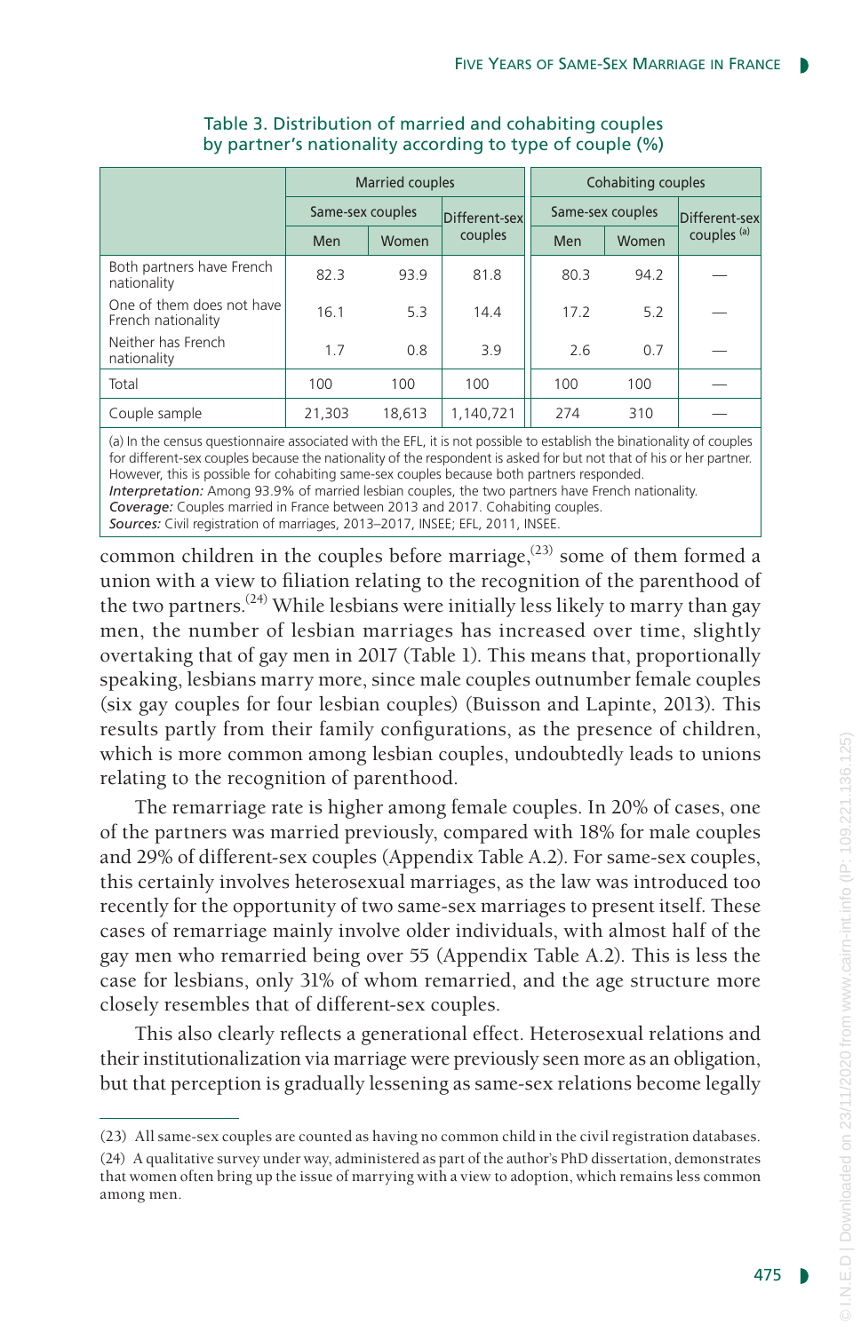Table 3. Distribution of married and cohabiting couples by partner's nationality according to type of couple (%)

| | Married couples | | | Cohabiting couples | | |
|---|---|---|---|---|---|---|
| | Same-sex couples | | Different-sex couples | Same-sex couples | | Different-sex couples [(a)] |
| | Men | Women | | Men | Women | |
| Both partners have French nationality | 82.3 | 93.9 | 81.8 | 80.3 | 94.2 | — |
| One of them does not have French nationality | 16.1 | 5.3 | 14.4 | 17.2 | 5.2 | — |
| Neither has French nationality | 1.7 | 0.8 | 3.9 | 2.6 | 0.7 | — |
| Total | 100 | 100 | 100 | 100 | 100 | — |
| Couple sample | 21,303 | 18,613 | 1,140,721 | 274 | 310 | — |

(a) In the census questionnaire associated with the EFL, it is not possible to establish the binationality of couples for different-sex couples because the nationality of the respondent is asked for but not that of his or her partner. However, this is possible for cohabiting same-sex couples because both partners responded.
*Interpretation:* Among 93.9% of married lesbian couples, the two partners have French nationality.
*Coverage:* Couples married in France between 2013 and 2017. Cohabiting couples.
*Sources:* Civil registration of marriages, 2013–2017, INSEE; EFL, 2011, INSEE.

common children in the couples before marriage,[(23)] some of them formed a union with a view to filiation relating to the recognition of the parenthood of the two partners.[(24)] While lesbians were initially less likely to marry than gay men, the number of lesbian marriages has increased over time, slightly overtaking that of gay men in 2017 (Table 1). This means that, proportionally speaking, lesbians marry more, since male couples outnumber female couples (six gay couples for four lesbian couples) (Buisson and Lapinte, 2013). This results partly from their family configurations, as the presence of children, which is more common among lesbian couples, undoubtedly leads to unions relating to the recognition of parenthood.

The remarriage rate is higher among female couples. In 20% of cases, one of the partners was married previously, compared with 18% for male couples and 29% of different-sex couples (Appendix Table A.2). For same-sex couples, this certainly involves heterosexual marriages, as the law was introduced too recently for the opportunity of two same-sex marriages to present itself. These cases of remarriage mainly involve older individuals, with almost half of the gay men who remarried being over 55 (Appendix Table A.2). This is less the case for lesbians, only 31% of whom remarried, and the age structure more closely resembles that of different-sex couples.

This also clearly reflects a generational effect. Heterosexual relations and their institutionalization via marriage were previously seen more as an obligation, but that perception is gradually lessening as same-sex relations become legally

(23) All same-sex couples are counted as having no common child in the civil registration databases.

(24) A qualitative survey under way, administered as part of the author's PhD dissertation, demonstrates that women often bring up the issue of marrying with a view to adoption, which remains less common among men.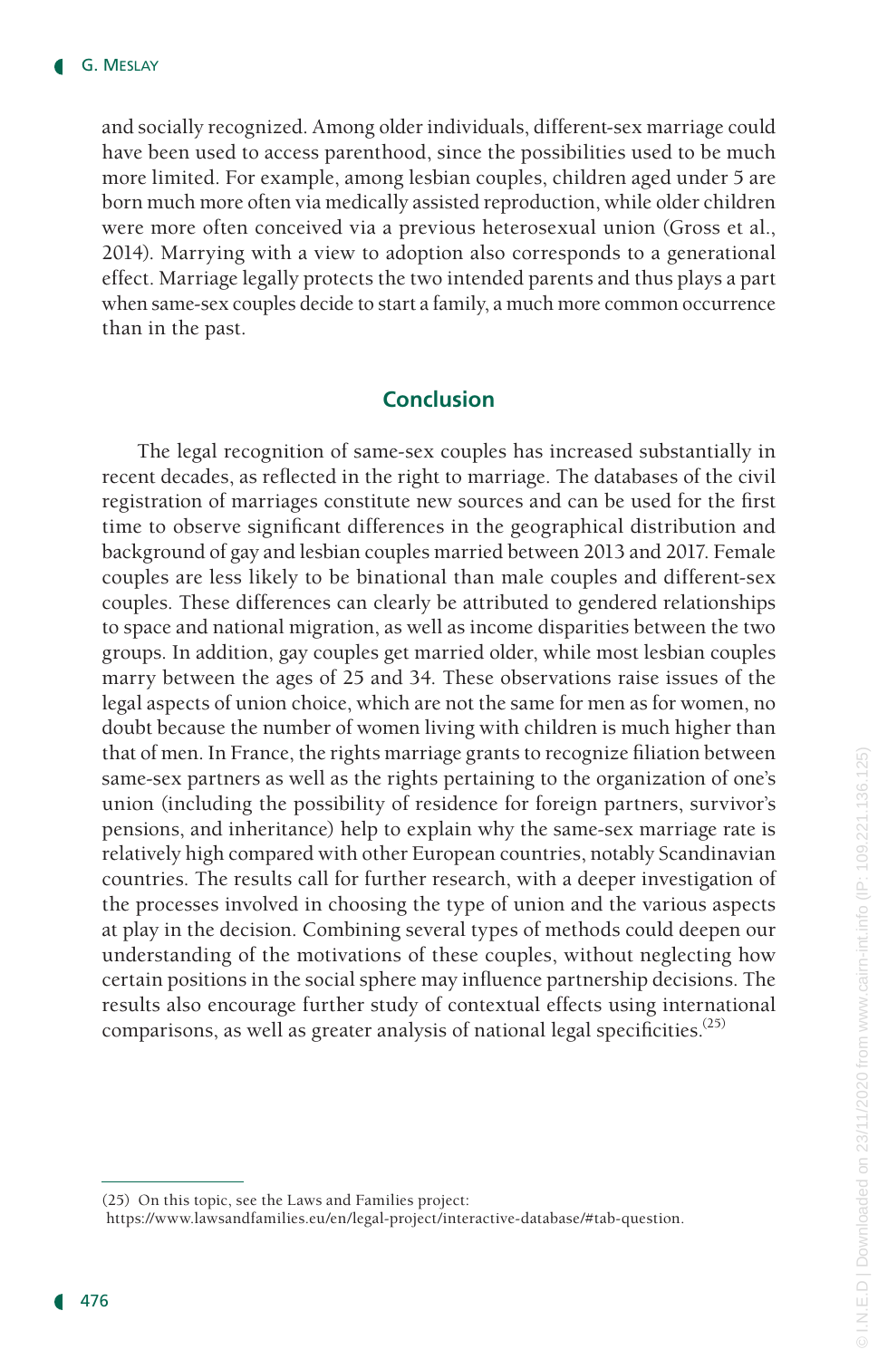and socially recognized. Among older individuals, different-sex marriage could have been used to access parenthood, since the possibilities used to be much more limited. For example, among lesbian couples, children aged under 5 are born much more often via medically assisted reproduction, while older children were more often conceived via a previous heterosexual union (Gross et al., 2014). Marrying with a view to adoption also corresponds to a generational effect. Marriage legally protects the two intended parents and thus plays a part when same-sex couples decide to start a family, a much more common occurrence than in the past.

## Conclusion

The legal recognition of same-sex couples has increased substantially in recent decades, as reflected in the right to marriage. The databases of the civil registration of marriages constitute new sources and can be used for the first time to observe significant differences in the geographical distribution and background of gay and lesbian couples married between 2013 and 2017. Female couples are less likely to be binational than male couples and different-sex couples. These differences can clearly be attributed to gendered relationships to space and national migration, as well as income disparities between the two groups. In addition, gay couples get married older, while most lesbian couples marry between the ages of 25 and 34. These observations raise issues of the legal aspects of union choice, which are not the same for men as for women, no doubt because the number of women living with children is much higher than that of men. In France, the rights marriage grants to recognize filiation between same-sex partners as well as the rights pertaining to the organization of one's union (including the possibility of residence for foreign partners, survivor's pensions, and inheritance) help to explain why the same-sex marriage rate is relatively high compared with other European countries, notably Scandinavian countries. The results call for further research, with a deeper investigation of the processes involved in choosing the type of union and the various aspects at play in the decision. Combining several types of methods could deepen our understanding of the motivations of these couples, without neglecting how certain positions in the social sphere may influence partnership decisions. The results also encourage further study of contextual effects using international comparisons, as well as greater analysis of national legal specificities.(25)

(25) On this topic, see the Laws and Families project: https://www.lawsandfamilies.eu/en/legal-project/interactive-database/#tab-question.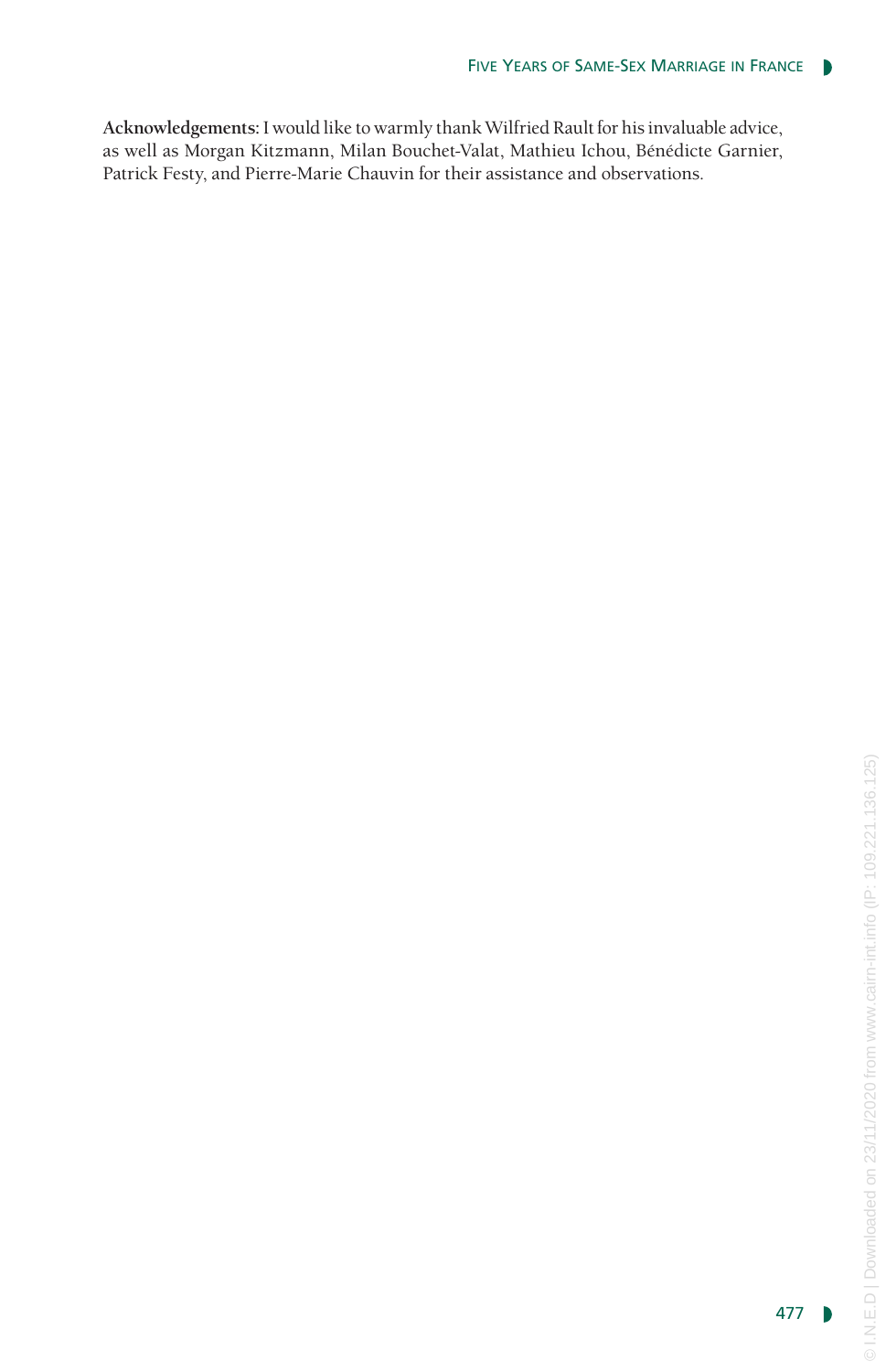**Acknowledgements:** I would like to warmly thank Wilfried Rault for his invaluable advice, as well as Morgan Kitzmann, Milan Bouchet-Valat, Mathieu Ichou, Bénédicte Garnier, Patrick Festy, and Pierre-Marie Chauvin for their assistance and observations.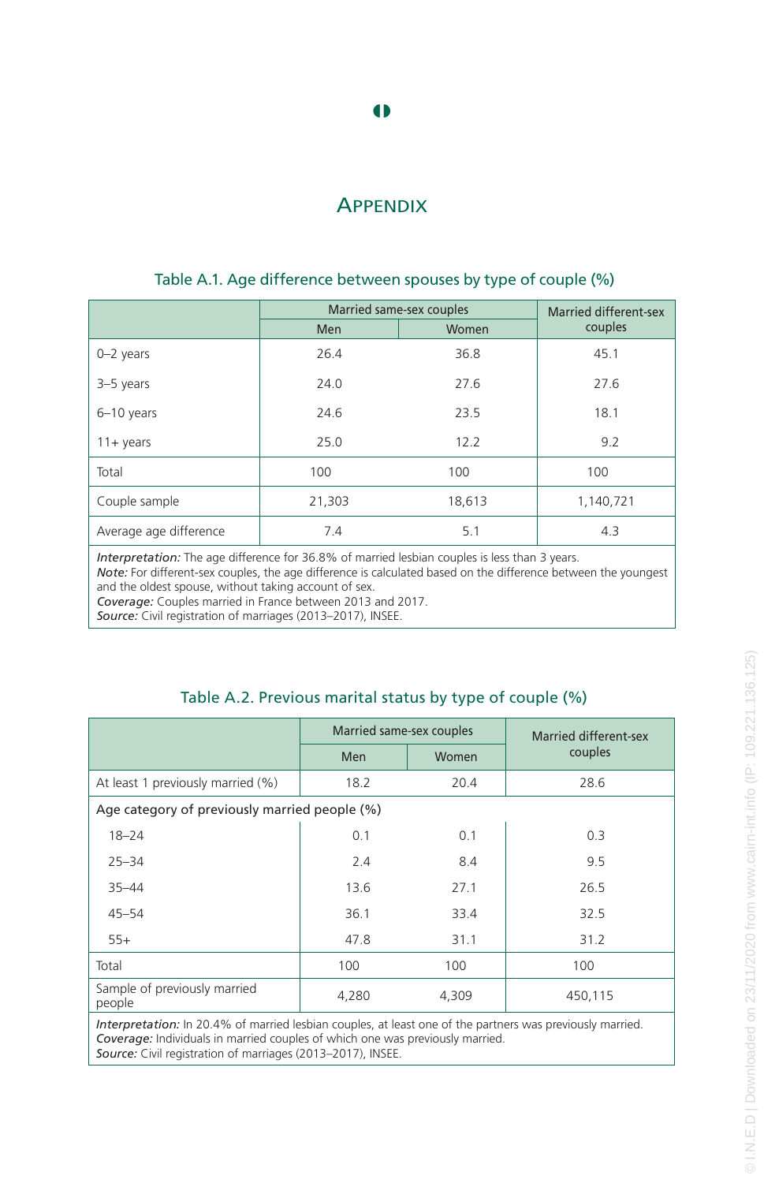# Appendix

Table A.1. Age difference between spouses by type of couple (%)

| | Married same-sex couples | | Married different-sex couples |
|---|---|---|---|
| | Men | Women | |
| 0–2 years | 26.4 | 36.8 | 45.1 |
| 3–5 years | 24.0 | 27.6 | 27.6 |
| 6–10 years | 24.6 | 23.5 | 18.1 |
| 11+ years | 25.0 | 12.2 | 9.2 |
| Total | 100 | 100 | 100 |
| Couple sample | 21,303 | 18,613 | 1,140,721 |
| Average age difference | 7.4 | 5.1 | 4.3 |

*Interpretation:* The age difference for 36.8% of married lesbian couples is less than 3 years.
*Note:* For different-sex couples, the age difference is calculated based on the difference between the youngest and the oldest spouse, without taking account of sex.
*Coverage:* Couples married in France between 2013 and 2017.
*Source:* Civil registration of marriages (2013–2017), INSEE.

Table A.2. Previous marital status by type of couple (%)

| | Married same-sex couples | | Married different-sex couples |
|---|---|---|---|
| | Men | Women | |
| At least 1 previously married (%) | 18.2 | 20.4 | 28.6 |
| Age category of previously married people (%) | | | |
| 18–24 | 0.1 | 0.1 | 0.3 |
| 25–34 | 2.4 | 8.4 | 9.5 |
| 35–44 | 13.6 | 27.1 | 26.5 |
| 45–54 | 36.1 | 33.4 | 32.5 |
| 55+ | 47.8 | 31.1 | 31.2 |
| Total | 100 | 100 | 100 |
| Sample of previously married people | 4,280 | 4,309 | 450,115 |

*Interpretation:* In 20.4% of married lesbian couples, at least one of the partners was previously married.
*Coverage:* Individuals in married couples of which one was previously married.
*Source:* Civil registration of marriages (2013–2017), INSEE.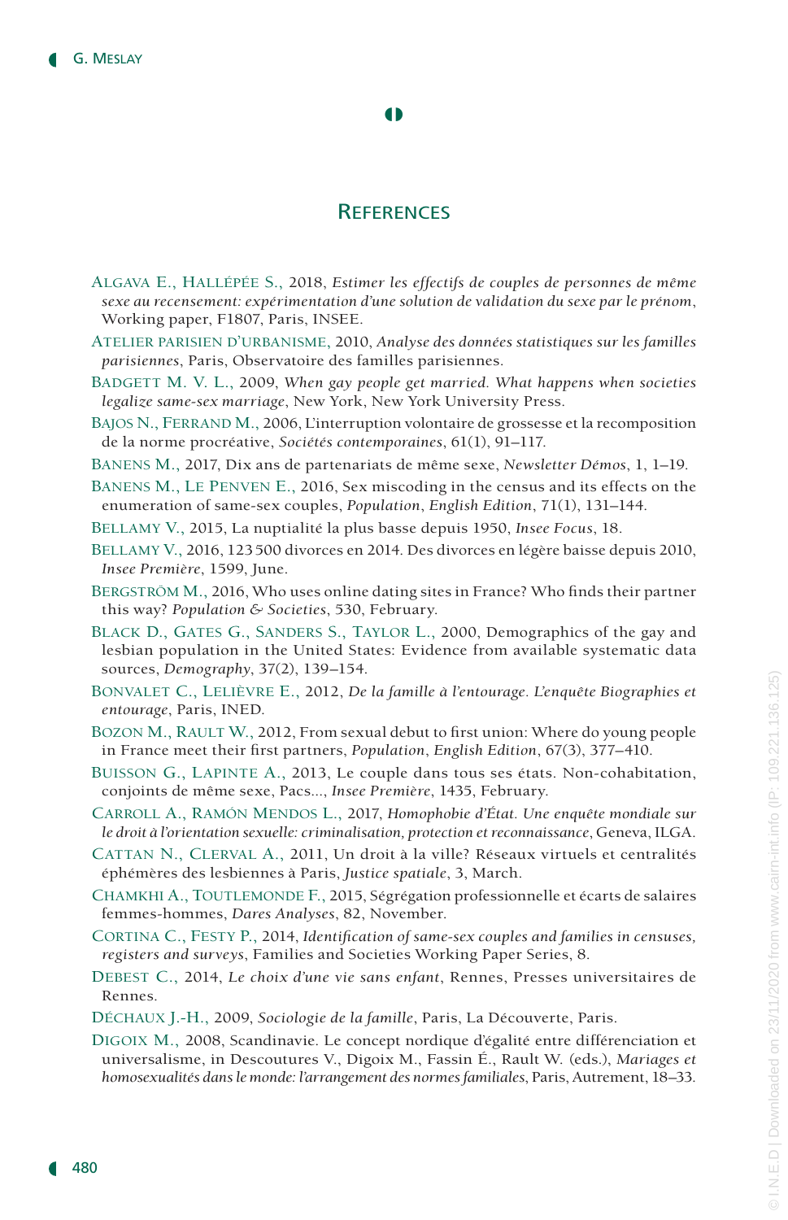## References

Algava E., Hallépée S., 2018, *Estimer les effectifs de couples de personnes de même sexe au recensement: expérimentation d'une solution de validation du sexe par le prénom*, Working paper, F1807, Paris, INSEE.

Atelier parisien d'urbanisme, 2010, *Analyse des données statistiques sur les familles parisiennes*, Paris, Observatoire des familles parisiennes.

Badgett M. V. L., 2009, *When gay people get married. What happens when societies legalize same-sex marriage*, New York, New York University Press.

Bajos N., Ferrand M., 2006, L'interruption volontaire de grossesse et la recomposition de la norme procréative, *Sociétés contemporaines*, 61(1), 91–117.

Banens M., 2017, Dix ans de partenariats de même sexe, *Newsletter Démos*, 1, 1–19.

Banens M., Le Penven E., 2016, Sex miscoding in the census and its effects on the enumeration of same-sex couples, *Population*, *English Edition*, 71(1), 131–144.

Bellamy V., 2015, La nuptialité la plus basse depuis 1950, *Insee Focus*, 18.

Bellamy V., 2016, 123 500 divorces en 2014. Des divorces en légère baisse depuis 2010, *Insee Première*, 1599, June.

Bergström M., 2016, Who uses online dating sites in France? Who finds their partner this way? *Population & Societies*, 530, February.

Black D., Gates G., Sanders S., Taylor L., 2000, Demographics of the gay and lesbian population in the United States: Evidence from available systematic data sources, *Demography*, 37(2), 139–154.

Bonvalet C., Lelièvre E., 2012, *De la famille à l'entourage. L'enquête Biographies et entourage*, Paris, INED.

Bozon M., Rault W., 2012, From sexual debut to first union: Where do young people in France meet their first partners, *Population*, *English Edition*, 67(3), 377–410.

Buisson G., Lapinte A., 2013, Le couple dans tous ses états. Non-cohabitation, conjoints de même sexe, Pacs..., *Insee Première*, 1435, February.

Carroll A., Ramón Mendos L., 2017, *Homophobie d'État. Une enquête mondiale sur le droit à l'orientation sexuelle: criminalisation, protection et reconnaissance*, Geneva, ILGA.

Cattan N., Clerval A., 2011, Un droit à la ville? Réseaux virtuels et centralités éphémères des lesbiennes à Paris, *Justice spatiale*, 3, March.

Chamkhi A., Toutlemonde F., 2015, Ségrégation professionnelle et écarts de salaires femmes-hommes, *Dares Analyses*, 82, November.

Cortina C., Festy P., 2014, *Identification of same-sex couples and families in censuses, registers and surveys*, Families and Societies Working Paper Series, 8.

Debest C., 2014, *Le choix d'une vie sans enfant*, Rennes, Presses universitaires de Rennes.

Déchaux J.-H., 2009, *Sociologie de la famille*, Paris, La Découverte, Paris.

Digoix M., 2008, Scandinavie. Le concept nordique d'égalité entre différenciation et universalisme, in Descoutures V., Digoix M., Fassin É., Rault W. (eds.), *Mariages et homosexualités dans le monde: l'arrangement des normes familiales*, Paris, Autrement, 18–33.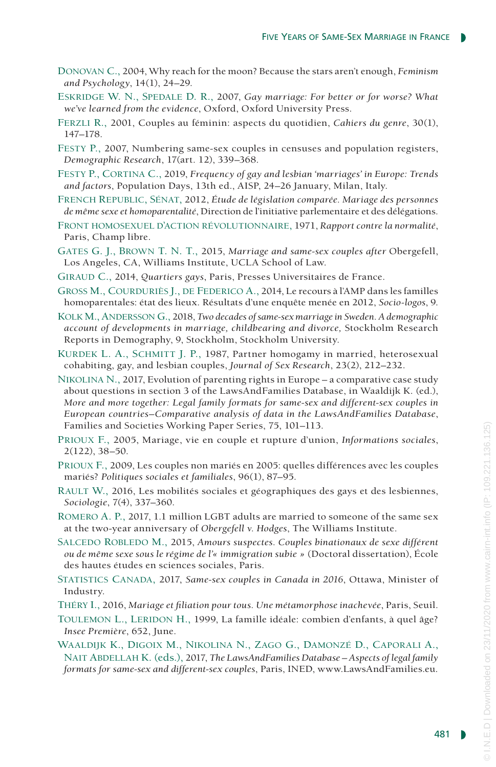Donovan C., 2004, Why reach for the moon? Because the stars aren't enough, *Feminism and Psychology*, 14(1), 24–29.

Eskridge W. N., Spedale D. R., 2007, *Gay marriage: For better or for worse? What we've learned from the evidence*, Oxford, Oxford University Press.

Ferzli R., 2001, Couples au féminin: aspects du quotidien, *Cahiers du genre*, 30(1), 147–178.

Festy P., 2007, Numbering same-sex couples in censuses and population registers, *Demographic Research*, 17(art. 12), 339–368.

Festy P., Cortina C., 2019, *Frequency of gay and lesbian 'marriages' in Europe: Trends and factors*, Population Days, 13th ed., AISP, 24–26 January, Milan, Italy.

French Republic, Sénat, 2012, *Étude de législation comparée. Mariage des personnes de même sexe et homoparentalité*, Direction de l'initiative parlementaire et des délégations.

Front homosexuel d'action révolutionnaire, 1971, *Rapport contre la normalité*, Paris, Champ libre.

Gates G. J., Brown T. N. T., 2015, *Marriage and same-sex couples after* Obergefell, Los Angeles, CA, Williams Institute, UCLA School of Law.

Giraud C., 2014, *Quartiers gays*, Paris, Presses Universitaires de France.

Gross M., Courduriès J., de Federico A., 2014, Le recours à l'AMP dans les familles homoparentales: état des lieux. Résultats d'une enquête menée en 2012, *Socio-logos*, 9.

Kolk M., Andersson G., 2018, *Two decades of same-sex marriage in Sweden. A demographic account of developments in marriage, childbearing and divorce*, Stockholm Research Reports in Demography, 9, Stockholm, Stockholm University.

Kurdek L. A., Schmitt J. P., 1987, Partner homogamy in married, heterosexual cohabiting, gay, and lesbian couples, *Journal of Sex Research*, 23(2), 212–232.

Nikolina N., 2017, Evolution of parenting rights in Europe – a comparative case study about questions in section 3 of the LawsAndFamilies Database, in Waaldijk K. (ed.), *More and more together: Legal family formats for same-sex and different-sex couples in European countries–Comparative analysis of data in the LawsAndFamilies Database*, Families and Societies Working Paper Series, 75, 101–113.

Prioux F., 2005, Mariage, vie en couple et rupture d'union, *Informations sociales*, 2(122), 38–50.

Prioux F., 2009, Les couples non mariés en 2005: quelles différences avec les couples mariés? *Politiques sociales et familiales*, 96(1), 87–95.

Rault W., 2016, Les mobilités sociales et géographiques des gays et des lesbiennes, *Sociologie*, 7(4), 337–360.

Romero A. P., 2017, 1.1 million LGBT adults are married to someone of the same sex at the two-year anniversary of *Obergefell v. Hodges*, The Williams Institute.

Salcedo Robledo M., 2015, *Amours suspectes. Couples binationaux de sexe différent ou de même sexe sous le régime de l'« immigration subie »* (Doctoral dissertation), École des hautes études en sciences sociales, Paris.

Statistics Canada, 2017, *Same-sex couples in Canada in 2016*, Ottawa, Minister of Industry.

Théry I., 2016, *Mariage et filiation pour tous. Une métamorphose inachevée*, Paris, Seuil.

Toulemon L., Leridon H., 1999, La famille idéale: combien d'enfants, à quel âge? *Insee Première*, 652, June.

Waaldijk K., Digoix M., Nikolina N., Zago G., Damonzé D., Caporali A., Nait Abdellah K. (eds.), 2017, *The LawsAndFamilies Database – Aspects of legal family formats for same-sex and different-sex couples*, Paris, INED, www.LawsAndFamilies.eu.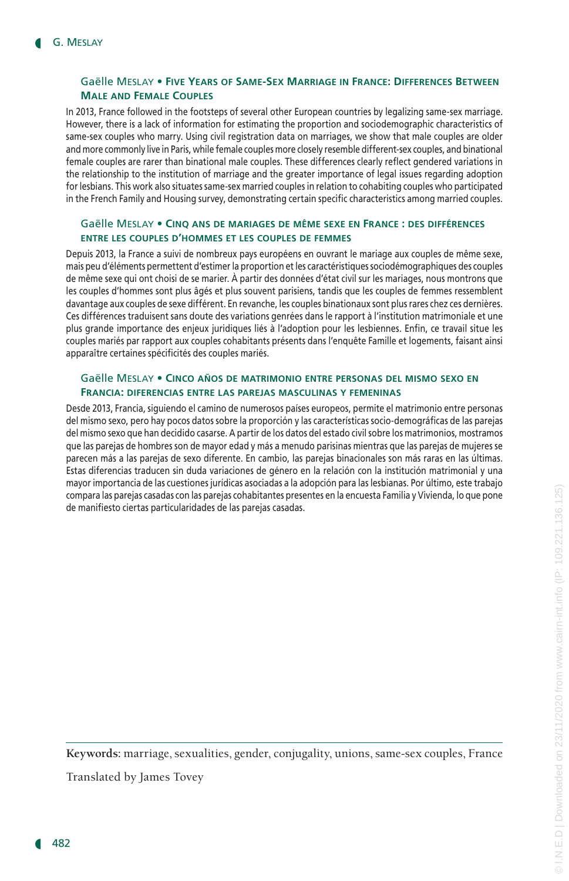## Gaëlle Meslay • Five Years of Same-Sex Marriage in France: Differences Between Male and Female Couples

In 2013, France followed in the footsteps of several other European countries by legalizing same-sex marriage. However, there is a lack of information for estimating the proportion and sociodemographic characteristics of same-sex couples who marry. Using civil registration data on marriages, we show that male couples are older and more commonly live in Paris, while female couples more closely resemble different-sex couples, and binational female couples are rarer than binational male couples. These differences clearly reflect gendered variations in the relationship to the institution of marriage and the greater importance of legal issues regarding adoption for lesbians. This work also situates same-sex married couples in relation to cohabiting couples who participated in the French Family and Housing survey, demonstrating certain specific characteristics among married couples.

## Gaëlle Meslay • Cinq ans de mariages de même sexe en France : des différences entre les couples d'hommes et les couples de femmes

Depuis 2013, la France a suivi de nombreux pays européens en ouvrant le mariage aux couples de même sexe, mais peu d'éléments permettent d'estimer la proportion et les caractéristiques sociodémographiques des couples de même sexe qui ont choisi de se marier. À partir des données d'état civil sur les mariages, nous montrons que les couples d'hommes sont plus âgés et plus souvent parisiens, tandis que les couples de femmes ressemblent davantage aux couples de sexe différent. En revanche, les couples binationaux sont plus rares chez ces dernières. Ces différences traduisent sans doute des variations genrées dans le rapport à l'institution matrimoniale et une plus grande importance des enjeux juridiques liés à l'adoption pour les lesbiennes. Enfin, ce travail situe les couples mariés par rapport aux couples cohabitants présents dans l'enquête Famille et logements, faisant ainsi apparaître certaines spécificités des couples mariés.

## Gaëlle Meslay • Cinco años de matrimonio entre personas del mismo sexo en Francia: diferencias entre las parejas masculinas y femeninas

Desde 2013, Francia, siguiendo el camino de numerosos países europeos, permite el matrimonio entre personas del mismo sexo, pero hay pocos datos sobre la proporción y las características socio-demográficas de las parejas del mismo sexo que han decidido casarse. A partir de los datos del estado civil sobre los matrimonios, mostramos que las parejas de hombres son de mayor edad y más a menudo parisinas mientras que las parejas de mujeres se parecen más a las parejas de sexo diferente. En cambio, las parejas binacionales son más raras en las últimas. Estas diferencias traducen sin duda variaciones de género en la relación con la institución matrimonial y una mayor importancia de las cuestiones jurídicas asociadas a la adopción para las lesbianas. Por último, este trabajo compara las parejas casadas con las parejas cohabitantes presentes en la encuesta Familia y Vivienda, lo que pone de manifiesto ciertas particularidades de las parejas casadas.

**Keywords**: marriage, sexualities, gender, conjugality, unions, same-sex couples, France

Translated by James Tovey